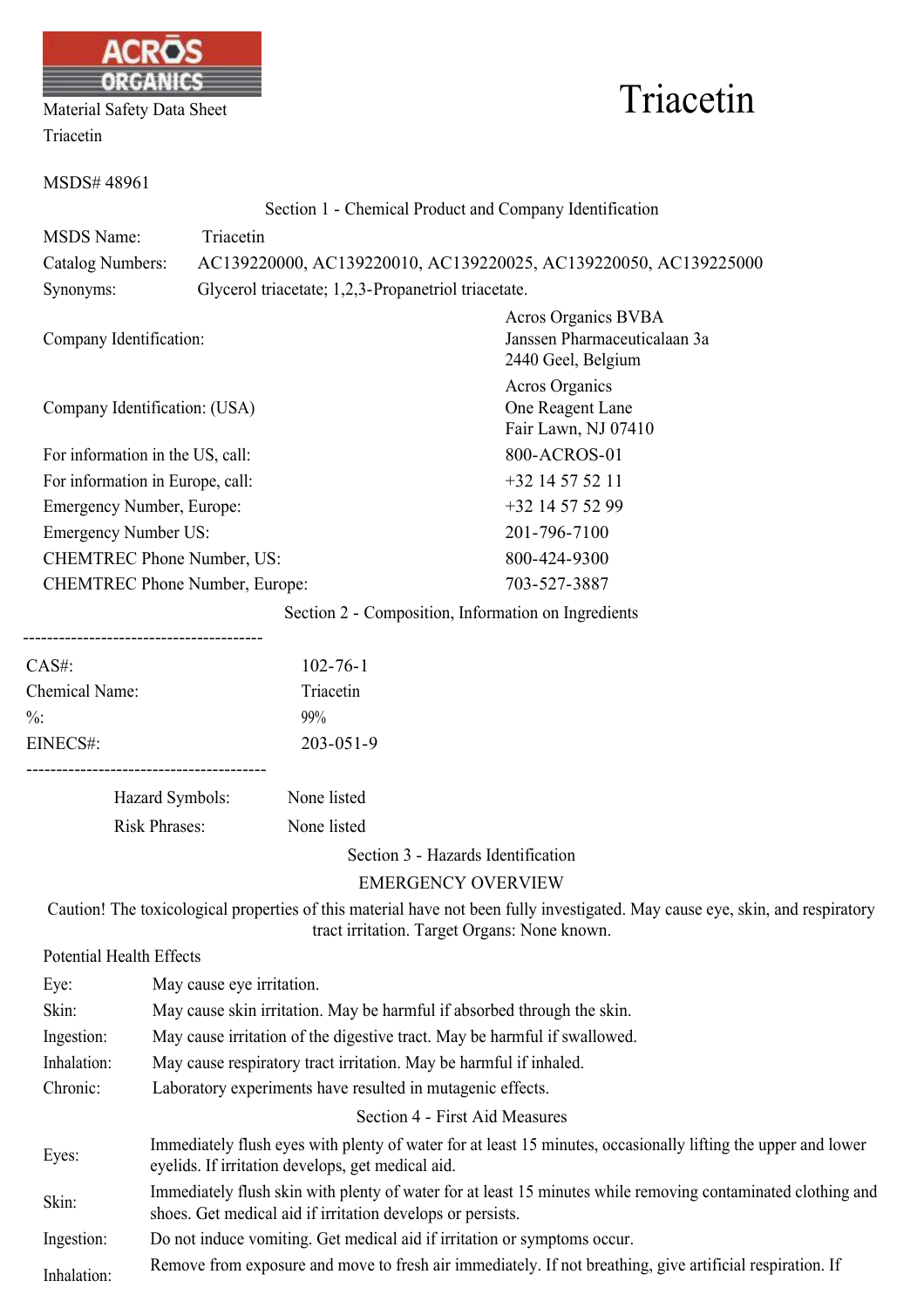ACROS ORGANICS

Material Safety Data Sheet
Triacetin

# Triacetin

MSDS# 48961

## Section 1 - Chemical Product and Company Identification

| | |
|---|---|
| MSDS Name: | Triacetin |
| Catalog Numbers: | AC139220000, AC139220010, AC139220025, AC139220050, AC139225000 |
| Synonyms: | Glycerol triacetate; 1,2,3-Propanetriol triacetate. |
| Company Identification: | Acros Organics BVBA<br>Janssen Pharmaceuticalaan 3a<br>2440 Geel, Belgium |
| Company Identification: (USA) | Acros Organics<br>One Reagent Lane<br>Fair Lawn, NJ 07410 |
| For information in the US, call: | 800-ACROS-01 |
| For information in Europe, call: | +32 14 57 52 11 |
| Emergency Number, Europe: | +32 14 57 52 99 |
| Emergency Number US: | 201-796-7100 |
| CHEMTREC Phone Number, US: | 800-424-9300 |
| CHEMTREC Phone Number, Europe: | 703-527-3887 |

## Section 2 - Composition, Information on Ingredients

----------------------------------------

| | |
|---|---|
| CAS#: | 102-76-1 |
| Chemical Name: | Triacetin |
| %: | 99% |
| EINECS#: | 203-051-9 |

----------------------------------------

| | |
|---|---|
| Hazard Symbols: | None listed |
| Risk Phrases: | None listed |

## Section 3 - Hazards Identification

### EMERGENCY OVERVIEW

Caution! The toxicological properties of this material have not been fully investigated. May cause eye, skin, and respiratory tract irritation. Target Organs: None known.

Potential Health Effects

| | |
|---|---|
| Eye: | May cause eye irritation. |
| Skin: | May cause skin irritation. May be harmful if absorbed through the skin. |
| Ingestion: | May cause irritation of the digestive tract. May be harmful if swallowed. |
| Inhalation: | May cause respiratory tract irritation. May be harmful if inhaled. |
| Chronic: | Laboratory experiments have resulted in mutagenic effects. |

## Section 4 - First Aid Measures

| | |
|---|---|
| Eyes: | Immediately flush eyes with plenty of water for at least 15 minutes, occasionally lifting the upper and lower eyelids. If irritation develops, get medical aid. |
| Skin: | Immediately flush skin with plenty of water for at least 15 minutes while removing contaminated clothing and shoes. Get medical aid if irritation develops or persists. |
| Ingestion: | Do not induce vomiting. Get medical aid if irritation or symptoms occur. |
| Inhalation: | Remove from exposure and move to fresh air immediately. If not breathing, give artificial respiration. If |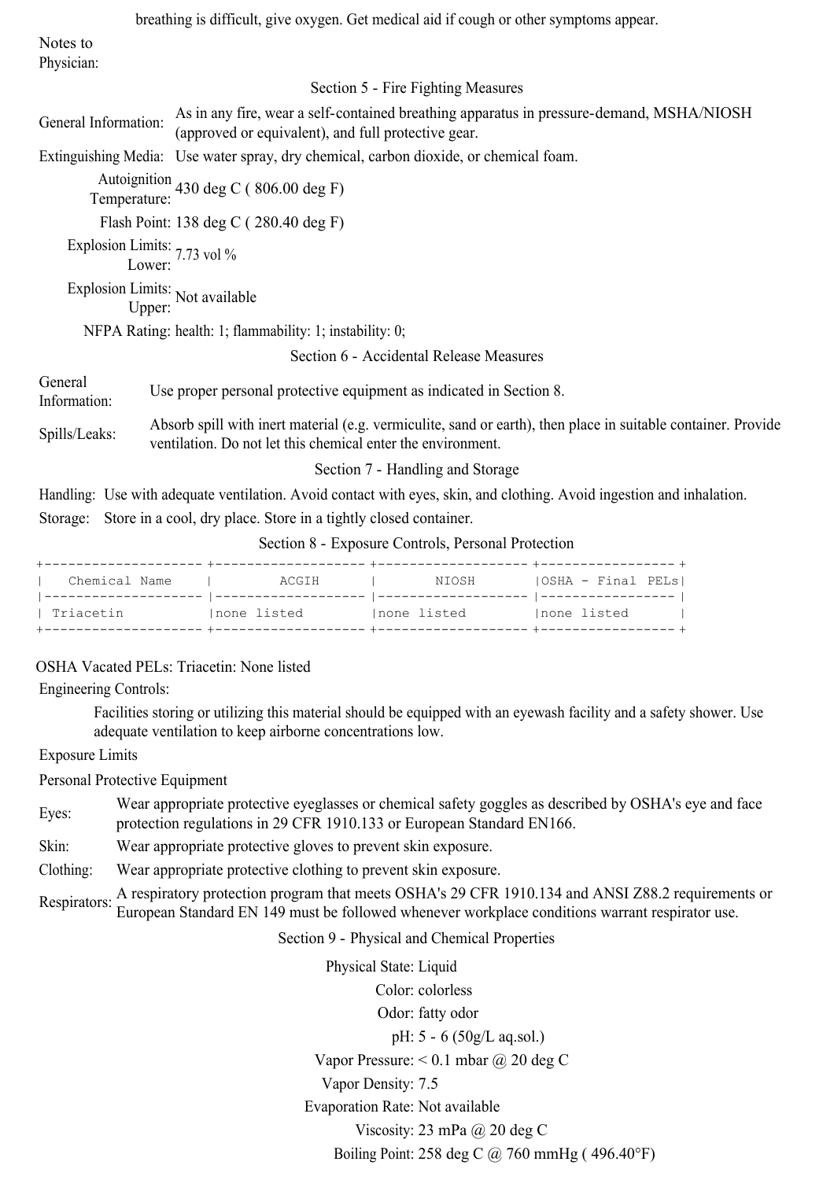breathing is difficult, give oxygen. Get medical aid if cough or other symptoms appear.

**Notes to Physician:**

## Section 5 - Fire Fighting Measures

**General Information:** As in any fire, wear a self-contained breathing apparatus in pressure-demand, MSHA/NIOSH (approved or equivalent), and full protective gear.

**Extinguishing Media:** Use water spray, dry chemical, carbon dioxide, or chemical foam.

**Autoignition Temperature:** 430 deg C ( 806.00 deg F)

**Flash Point:** 138 deg C ( 280.40 deg F)

**Explosion Limits: Lower:** 7.73 vol %

**Explosion Limits: Upper:** Not available

**NFPA Rating:** health: 1; flammability: 1; instability: 0;

## Section 6 - Accidental Release Measures

**General Information:** Use proper personal protective equipment as indicated in Section 8.

**Spills/Leaks:** Absorb spill with inert material (e.g. vermiculite, sand or earth), then place in suitable container. Provide ventilation. Do not let this chemical enter the environment.

## Section 7 - Handling and Storage

**Handling:** Use with adequate ventilation. Avoid contact with eyes, skin, and clothing. Avoid ingestion and inhalation.

**Storage:** Store in a cool, dry place. Store in a tightly closed container.

## Section 8 - Exposure Controls, Personal Protection

| Chemical Name | ACGIH | NIOSH | OSHA - Final PELs |
|---|---|---|---|
| Triacetin | none listed | none listed | none listed |

**OSHA Vacated PELs:** Triacetin: None listed

**Engineering Controls:**

Facilities storing or utilizing this material should be equipped with an eyewash facility and a safety shower. Use adequate ventilation to keep airborne concentrations low.

**Exposure Limits**

**Personal Protective Equipment**

**Eyes:** Wear appropriate protective eyeglasses or chemical safety goggles as described by OSHA's eye and face protection regulations in 29 CFR 1910.133 or European Standard EN166.

**Skin:** Wear appropriate protective gloves to prevent skin exposure.

**Clothing:** Wear appropriate protective clothing to prevent skin exposure.

**Respirators:** A respiratory protection program that meets OSHA's 29 CFR 1910.134 and ANSI Z88.2 requirements or European Standard EN 149 must be followed whenever workplace conditions warrant respirator use.

## Section 9 - Physical and Chemical Properties

**Physical State:** Liquid

**Color:** colorless

**Odor:** fatty odor

**pH:** 5 - 6 (50g/L aq.sol.)

**Vapor Pressure:** < 0.1 mbar @ 20 deg C

**Vapor Density:** 7.5

**Evaporation Rate:** Not available

**Viscosity:** 23 mPa @ 20 deg C

**Boiling Point:** 258 deg C @ 760 mmHg ( 496.40°F)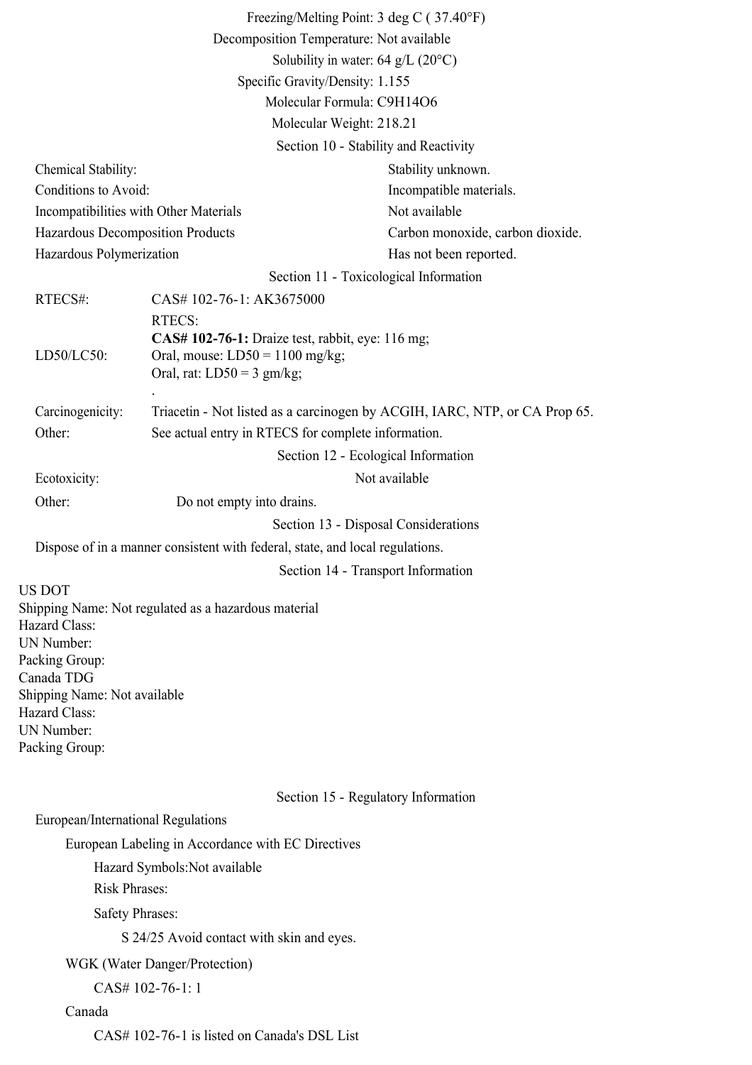Freezing/Melting Point: 3 deg C ( 37.40°F)

Decomposition Temperature: Not available

Solubility in water: 64 g/L (20°C)

Specific Gravity/Density: 1.155

Molecular Formula: $C_9H_{14}O_6$

Molecular Weight: 218.21

## Section 10 - Stability and Reactivity

| | |
|---|---|
| Chemical Stability: | Stability unknown. |
| Conditions to Avoid: | Incompatible materials. |
| Incompatibilities with Other Materials | Not available |
| Hazardous Decomposition Products | Carbon monoxide, carbon dioxide. |
| Hazardous Polymerization | Has not been reported. |

## Section 11 - Toxicological Information

| | |
|---|---|
| RTECS#: | CAS# 102-76-1: AK3675000 |
| LD50/LC50: | RTECS:<br>**CAS# 102-76-1:** Draize test, rabbit, eye: 116 mg;<br>Oral, mouse: LD50 = 1100 mg/kg;<br>Oral, rat: LD50 = 3 gm/kg;<br>. |
| Carcinogenicity: | Triacetin - Not listed as a carcinogen by ACGIH, IARC, NTP, or CA Prop 65. |
| Other: | See actual entry in RTECS for complete information. |

## Section 12 - Ecological Information

| | |
|---|---|
| Ecotoxicity: | Not available |
| Other: | Do not empty into drains. |

## Section 13 - Disposal Considerations

Dispose of in a manner consistent with federal, state, and local regulations.

## Section 14 - Transport Information

US DOT
Shipping Name: Not regulated as a hazardous material
Hazard Class:
UN Number:
Packing Group:
Canada TDG
Shipping Name: Not available
Hazard Class:
UN Number:
Packing Group:

## Section 15 - Regulatory Information

European/International Regulations

European Labeling in Accordance with EC Directives

Hazard Symbols:Not available

Risk Phrases:

Safety Phrases:

S 24/25 Avoid contact with skin and eyes.

WGK (Water Danger/Protection)

CAS# 102-76-1: 1

Canada

CAS# 102-76-1 is listed on Canada's DSL List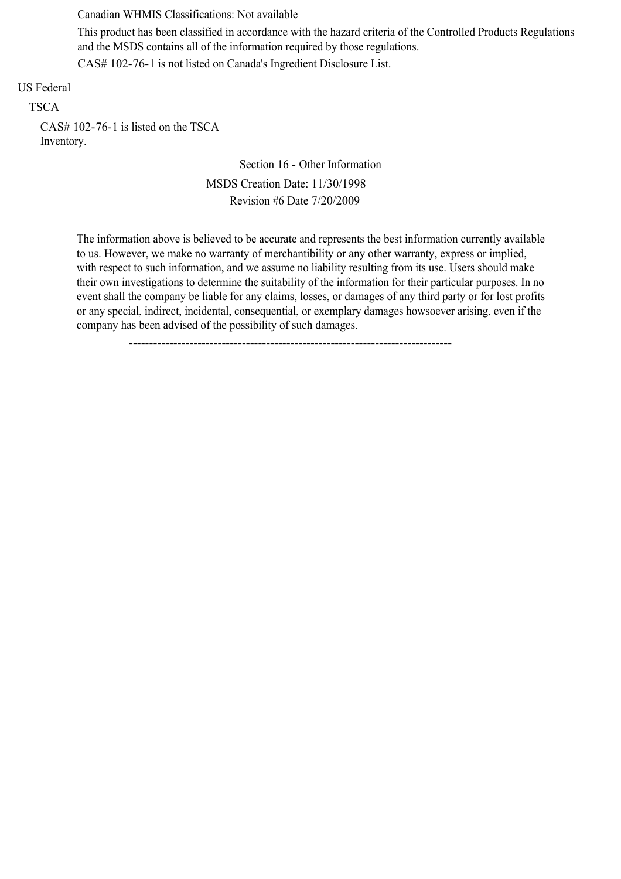Canadian WHMIS Classifications: Not available

This product has been classified in accordance with the hazard criteria of the Controlled Products Regulations and the MSDS contains all of the information required by those regulations.

CAS# 102-76-1 is not listed on Canada's Ingredient Disclosure List.

US Federal

TSCA

CAS# 102-76-1 is listed on the TSCA Inventory.

## Section 16 - Other Information

MSDS Creation Date: 11/30/1998

Revision #6 Date 7/20/2009

The information above is believed to be accurate and represents the best information currently available to us. However, we make no warranty of merchantibility or any other warranty, express or implied, with respect to such information, and we assume no liability resulting from its use. Users should make their own investigations to determine the suitability of the information for their particular purposes. In no event shall the company be liable for any claims, losses, or damages of any third party or for lost profits or any special, indirect, incidental, consequential, or exemplary damages howsoever arising, even if the company has been advised of the possibility of such damages.

--------------------------------------------------------------------------------